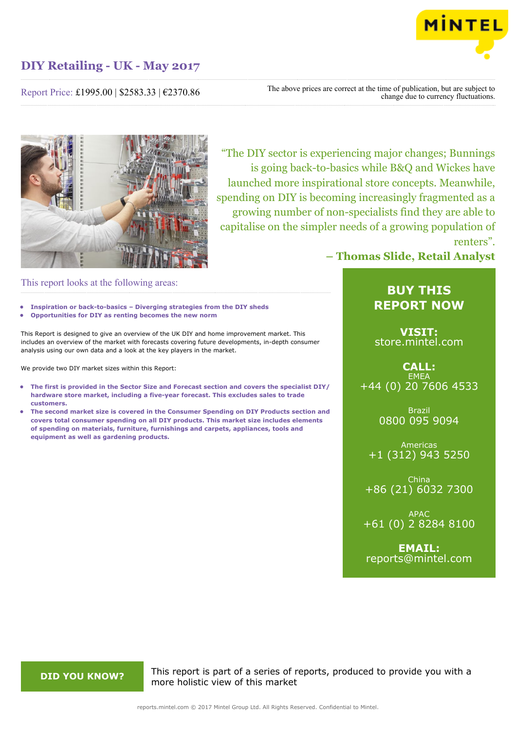# DIY Retailing - UK - May 2017

Report Price: £1995.00 | $2583.33 | €2370.86

The above prices are correct at the time of publication, but are subject to change due to currency fluctuations.

"The DIY sector is experiencing major changes; Bunnings is going back-to-basics while B&Q and Wickes have launched more inspirational store concepts. Meanwhile, spending on DIY is becoming increasingly fragmented as a growing number of non-specialists find they are able to capitalise on the simpler needs of a growing population of renters".

**– Thomas Slide, Retail Analyst**

## This report looks at the following areas:

- **Inspiration or back-to-basics – Diverging strategies from the DIY sheds**
- **Opportunities for DIY as renting becomes the new norm**

This Report is designed to give an overview of the UK DIY and home improvement market. This includes an overview of the market with forecasts covering future developments, in-depth consumer analysis using our own data and a look at the key players in the market.

We provide two DIY market sizes within this Report:

- **The first is provided in the Sector Size and Forecast section and covers the specialist DIY/ hardware store market, including a five-year forecast. This excludes sales to trade customers.**
- **The second market size is covered in the Consumer Spending on DIY Products section and covers total consumer spending on all DIY products. This market size includes elements of spending on materials, furniture, furnishings and carpets, appliances, tools and equipment as well as gardening products.**

**BUY THIS REPORT NOW**

**VISIT:** store.mintel.com

**CALL:**

EMEA
+44 (0) 20 7606 4533

Brazil
0800 095 9094

Americas
+1 (312) 943 5250

China
+86 (21) 6032 7300

APAC
+61 (0) 2 8284 8100

**EMAIL:** reports@mintel.com

**DID YOU KNOW?**

This report is part of a series of reports, produced to provide you with a more holistic view of this market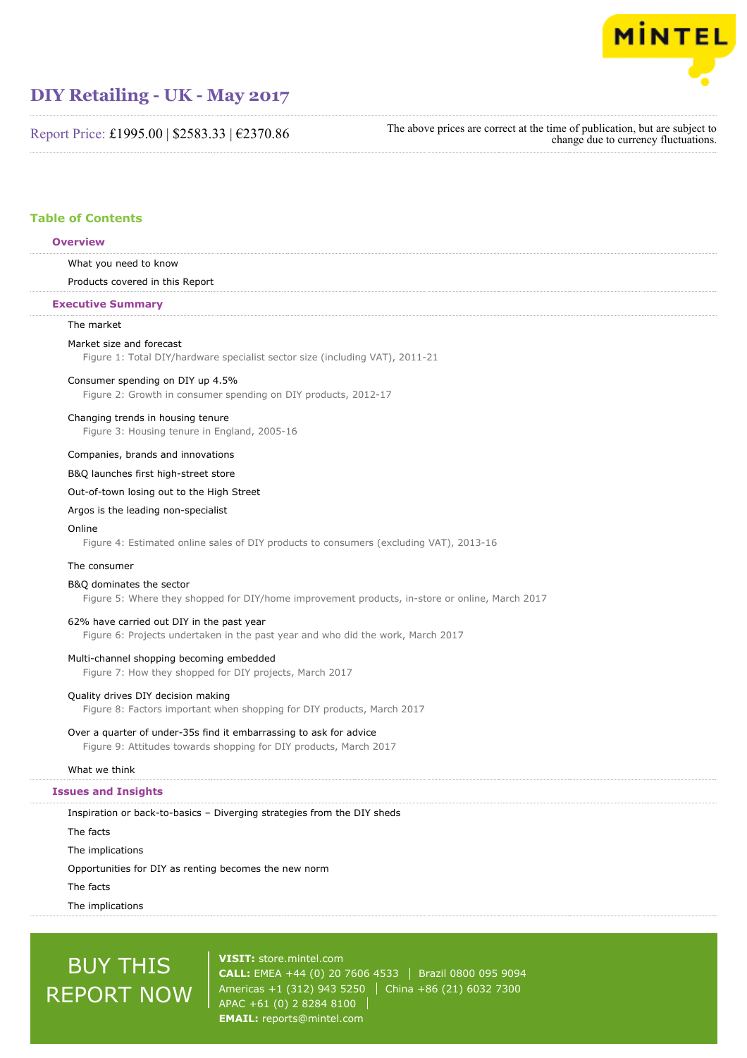# DIY Retailing - UK - May 2017

Report Price: £1995.00 | $2583.33 | €2370.86

The above prices are correct at the time of publication, but are subject to change due to currency fluctuations.

## Table of Contents

### Overview

What you need to know

Products covered in this Report

### Executive Summary

The market

Market size and forecast
Figure 1: Total DIY/hardware specialist sector size (including VAT), 2011-21

Consumer spending on DIY up 4.5%
Figure 2: Growth in consumer spending on DIY products, 2012-17

Changing trends in housing tenure
Figure 3: Housing tenure in England, 2005-16

Companies, brands and innovations

B&Q launches first high-street store

Out-of-town losing out to the High Street

Argos is the leading non-specialist

Online
Figure 4: Estimated online sales of DIY products to consumers (excluding VAT), 2013-16

The consumer

B&Q dominates the sector
Figure 5: Where they shopped for DIY/home improvement products, in-store or online, March 2017

62% have carried out DIY in the past year
Figure 6: Projects undertaken in the past year and who did the work, March 2017

Multi-channel shopping becoming embedded
Figure 7: How they shopped for DIY projects, March 2017

Quality drives DIY decision making
Figure 8: Factors important when shopping for DIY products, March 2017

Over a quarter of under-35s find it embarrassing to ask for advice
Figure 9: Attitudes towards shopping for DIY products, March 2017

What we think

### Issues and Insights

Inspiration or back-to-basics – Diverging strategies from the DIY sheds

The facts

The implications

Opportunities for DIY as renting becomes the new norm

The facts

The implications

BUY THIS REPORT NOW

**VISIT:** store.mintel.com
**CALL:** EMEA +44 (0) 20 7606 4533 | Brazil 0800 095 9094
Americas +1 (312) 943 5250 | China +86 (21) 6032 7300
APAC +61 (0) 2 8284 8100 |
**EMAIL:** reports@mintel.com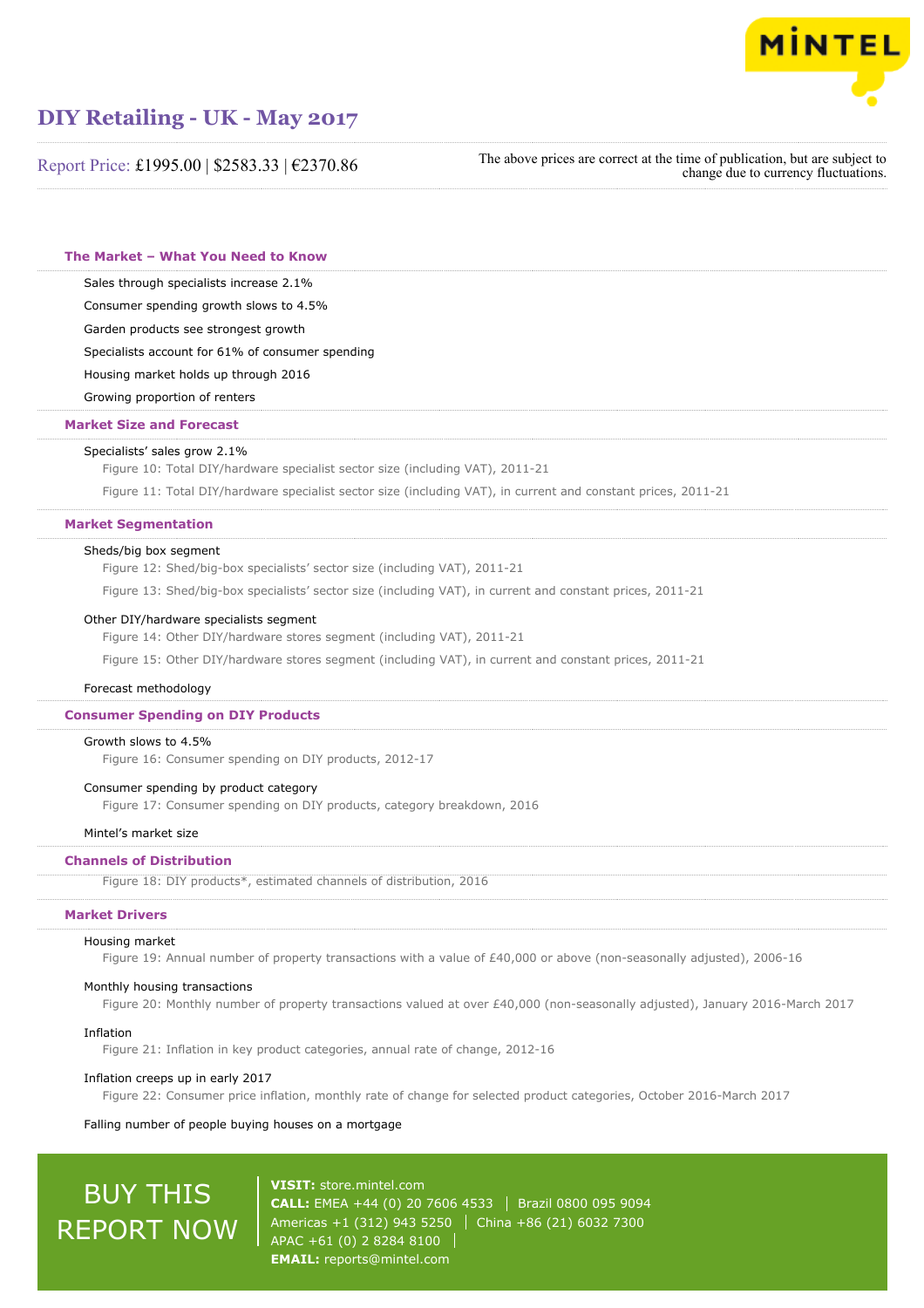## The Market – What You Need to Know

Sales through specialists increase 2.1%

Consumer spending growth slows to 4.5%

Garden products see strongest growth

Specialists account for 61% of consumer spending

Housing market holds up through 2016

Growing proportion of renters

## Market Size and Forecast

Specialists' sales grow 2.1%

Figure 10: Total DIY/hardware specialist sector size (including VAT), 2011-21

Figure 11: Total DIY/hardware specialist sector size (including VAT), in current and constant prices, 2011-21

## Market Segmentation

Sheds/big box segment

Figure 12: Shed/big-box specialists' sector size (including VAT), 2011-21

Figure 13: Shed/big-box specialists' sector size (including VAT), in current and constant prices, 2011-21

Other DIY/hardware specialists segment

Figure 14: Other DIY/hardware stores segment (including VAT), 2011-21

Figure 15: Other DIY/hardware stores segment (including VAT), in current and constant prices, 2011-21

Forecast methodology

## Consumer Spending on DIY Products

Growth slows to 4.5%

Figure 16: Consumer spending on DIY products, 2012-17

Consumer spending by product category

Figure 17: Consumer spending on DIY products, category breakdown, 2016

Mintel's market size

## Channels of Distribution

Figure 18: DIY products*, estimated channels of distribution, 2016

## Market Drivers

Housing market

Figure 19: Annual number of property transactions with a value of £40,000 or above (non-seasonally adjusted), 2006-16

Monthly housing transactions

Figure 20: Monthly number of property transactions valued at over £40,000 (non-seasonally adjusted), January 2016-March 2017

Inflation

Figure 21: Inflation in key product categories, annual rate of change, 2012-16

Inflation creeps up in early 2017

Figure 22: Consumer price inflation, monthly rate of change for selected product categories, October 2016-March 2017

Falling number of people buying houses on a mortgage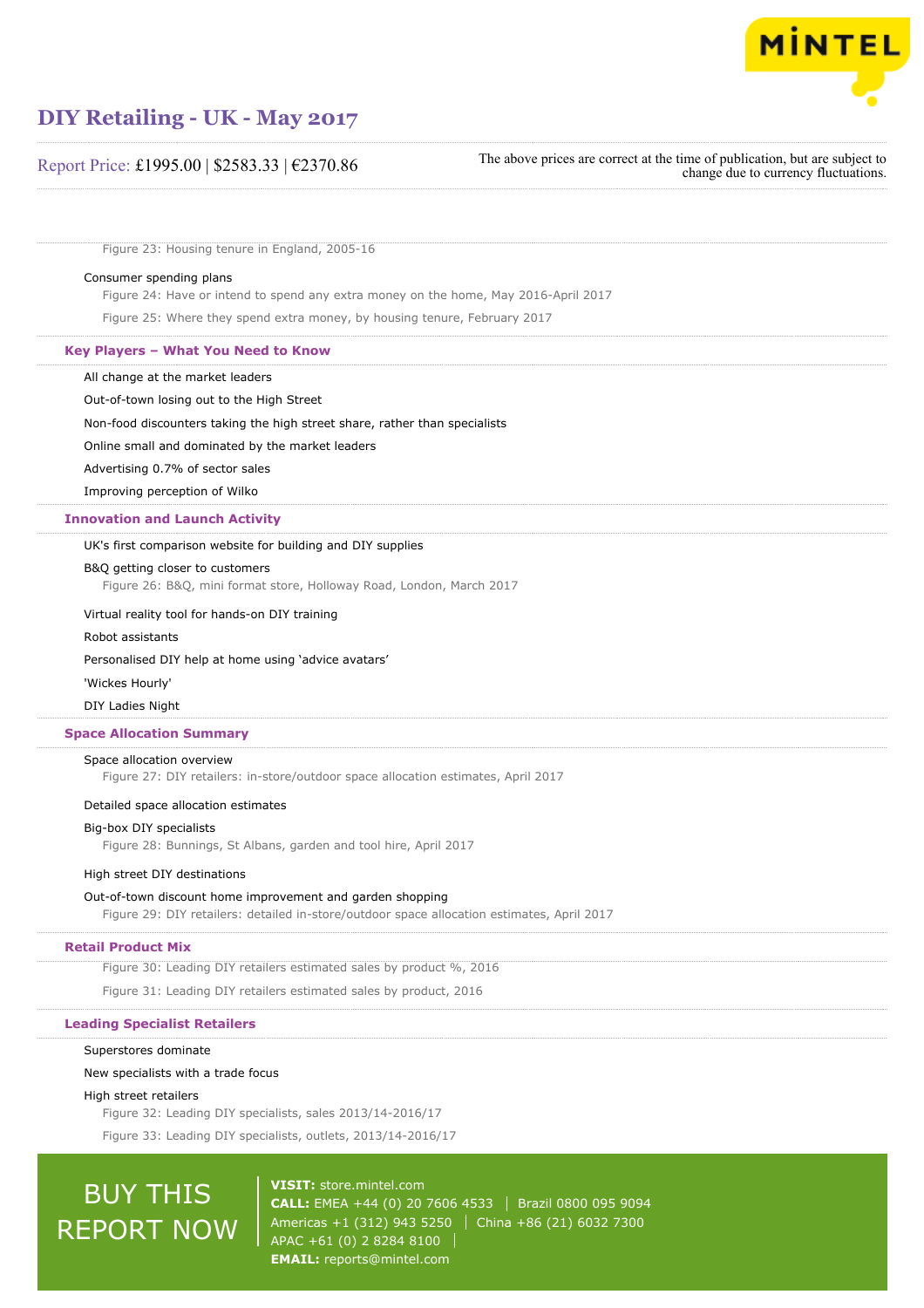Figure 23: Housing tenure in England, 2005-16

Consumer spending plans

Figure 24: Have or intend to spend any extra money on the home, May 2016-April 2017

Figure 25: Where they spend extra money, by housing tenure, February 2017

## Key Players – What You Need to Know

All change at the market leaders

Out-of-town losing out to the High Street

Non-food discounters taking the high street share, rather than specialists

Online small and dominated by the market leaders

Advertising 0.7% of sector sales

Improving perception of Wilko

## Innovation and Launch Activity

UK's first comparison website for building and DIY supplies

B&Q getting closer to customers

Figure 26: B&Q, mini format store, Holloway Road, London, March 2017

Virtual reality tool for hands-on DIY training

Robot assistants

Personalised DIY help at home using 'advice avatars'

'Wickes Hourly'

DIY Ladies Night

## Space Allocation Summary

Space allocation overview

Figure 27: DIY retailers: in-store/outdoor space allocation estimates, April 2017

Detailed space allocation estimates

Big-box DIY specialists

Figure 28: Bunnings, St Albans, garden and tool hire, April 2017

High street DIY destinations

Out-of-town discount home improvement and garden shopping

Figure 29: DIY retailers: detailed in-store/outdoor space allocation estimates, April 2017

## Retail Product Mix

Figure 30: Leading DIY retailers estimated sales by product %, 2016

Figure 31: Leading DIY retailers estimated sales by product, 2016

## Leading Specialist Retailers

Superstores dominate

New specialists with a trade focus

High street retailers

Figure 32: Leading DIY specialists, sales 2013/14-2016/17

Figure 33: Leading DIY specialists, outlets, 2013/14-2016/17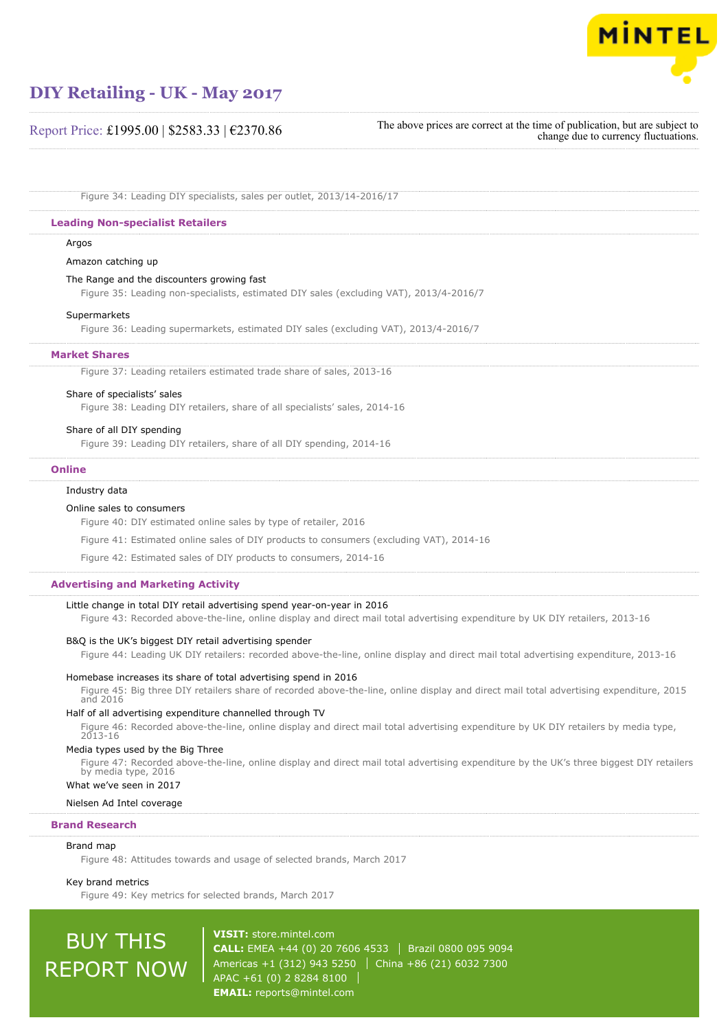Figure 34: Leading DIY specialists, sales per outlet, 2013/14-2016/17

## Leading Non-specialist Retailers

Argos

Amazon catching up

The Range and the discounters growing fast

Figure 35: Leading non-specialists, estimated DIY sales (excluding VAT), 2013/4-2016/7

Supermarkets

Figure 36: Leading supermarkets, estimated DIY sales (excluding VAT), 2013/4-2016/7

## Market Shares

Figure 37: Leading retailers estimated trade share of sales, 2013-16

Share of specialists' sales

Figure 38: Leading DIY retailers, share of all specialists' sales, 2014-16

Share of all DIY spending

Figure 39: Leading DIY retailers, share of all DIY spending, 2014-16

## Online

Industry data

Online sales to consumers

Figure 40: DIY estimated online sales by type of retailer, 2016

Figure 41: Estimated online sales of DIY products to consumers (excluding VAT), 2014-16

Figure 42: Estimated sales of DIY products to consumers, 2014-16

## Advertising and Marketing Activity

Little change in total DIY retail advertising spend year-on-year in 2016

Figure 43: Recorded above-the-line, online display and direct mail total advertising expenditure by UK DIY retailers, 2013-16

B&Q is the UK's biggest DIY retail advertising spender

Figure 44: Leading UK DIY retailers: recorded above-the-line, online display and direct mail total advertising expenditure, 2013-16

Homebase increases its share of total advertising spend in 2016

Figure 45: Big three DIY retailers share of recorded above-the-line, online display and direct mail total advertising expenditure, 2015 and 2016

Half of all advertising expenditure channelled through TV

Figure 46: Recorded above-the-line, online display and direct mail total advertising expenditure by UK DIY retailers by media type, 2013-16

Media types used by the Big Three

Figure 47: Recorded above-the-line, online display and direct mail total advertising expenditure by the UK's three biggest DIY retailers by media type, 2016

What we've seen in 2017

Nielsen Ad Intel coverage

## Brand Research

Brand map

Figure 48: Attitudes towards and usage of selected brands, March 2017

Key brand metrics

Figure 49: Key metrics for selected brands, March 2017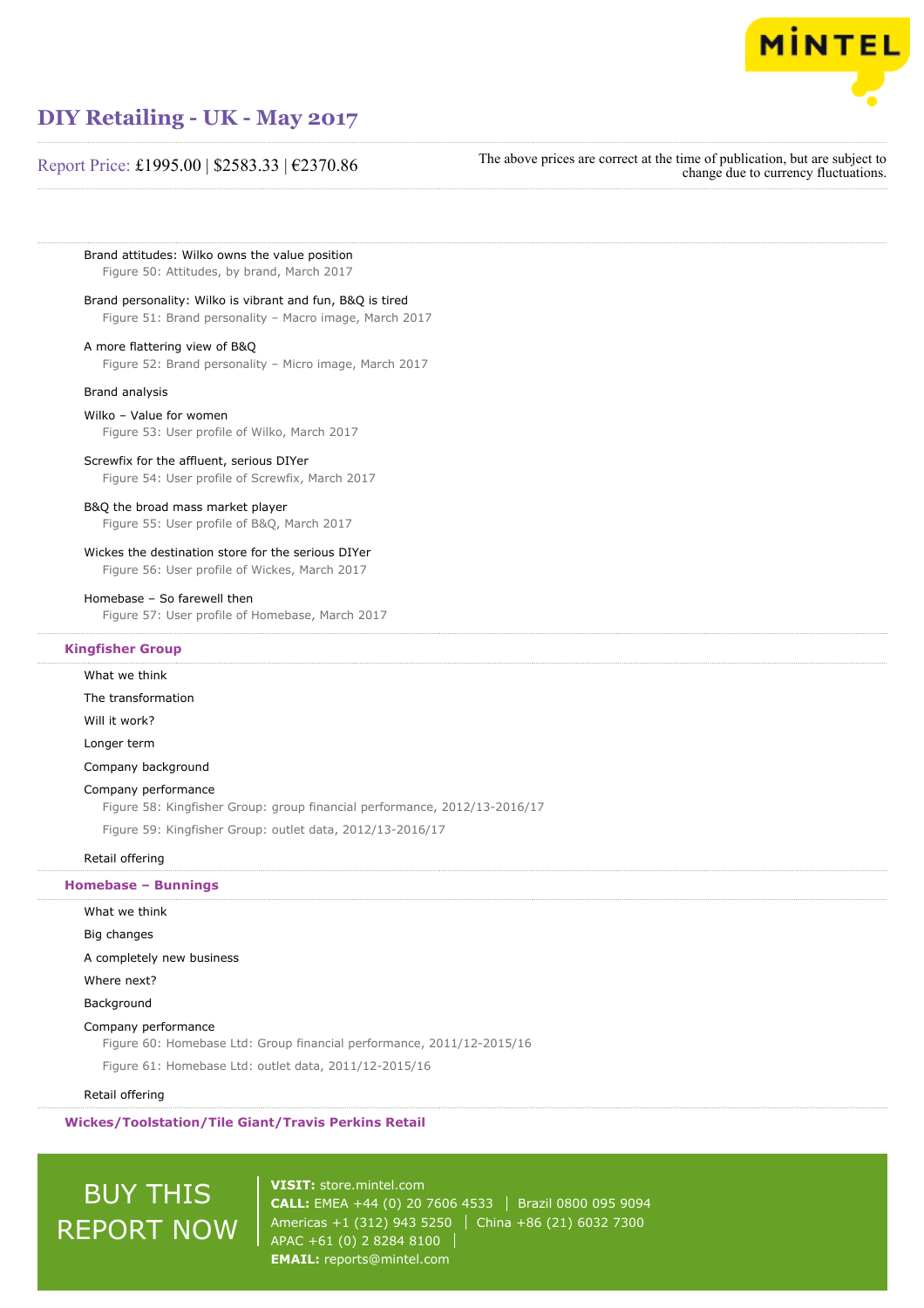Brand attitudes: Wilko owns the value position

Figure 50: Attitudes, by brand, March 2017

Brand personality: Wilko is vibrant and fun, B&Q is tired

Figure 51: Brand personality – Macro image, March 2017

A more flattering view of B&Q

Figure 52: Brand personality – Micro image, March 2017

Brand analysis

Wilko – Value for women

Figure 53: User profile of Wilko, March 2017

Screwfix for the affluent, serious DIYer

Figure 54: User profile of Screwfix, March 2017

B&Q the broad mass market player

Figure 55: User profile of B&Q, March 2017

Wickes the destination store for the serious DIYer

Figure 56: User profile of Wickes, March 2017

Homebase – So farewell then

Figure 57: User profile of Homebase, March 2017

## Kingfisher Group

What we think

The transformation

Will it work?

Longer term

Company background

Company performance

Figure 58: Kingfisher Group: group financial performance, 2012/13-2016/17

Figure 59: Kingfisher Group: outlet data, 2012/13-2016/17

Retail offering

## Homebase – Bunnings

What we think

Big changes

A completely new business

Where next?

Background

Company performance

Figure 60: Homebase Ltd: Group financial performance, 2011/12-2015/16

Figure 61: Homebase Ltd: outlet data, 2011/12-2015/16

Retail offering

## Wickes/Toolstation/Tile Giant/Travis Perkins Retail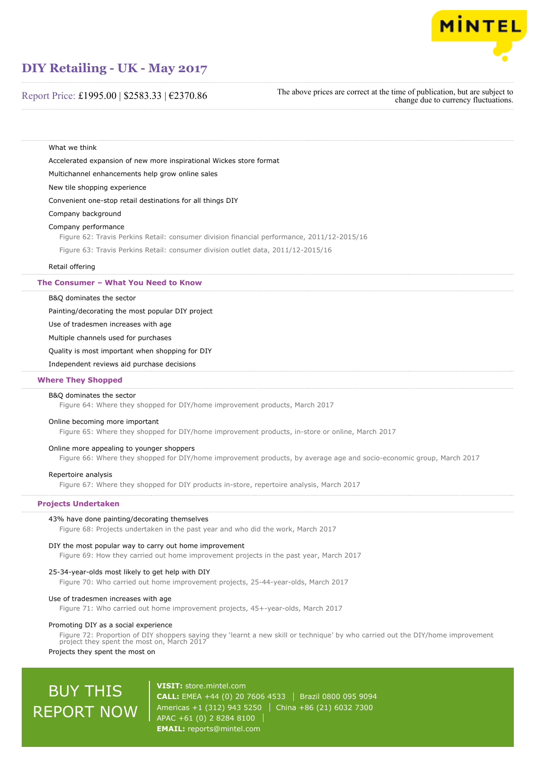What we think

Accelerated expansion of new more inspirational Wickes store format

Multichannel enhancements help grow online sales

New tile shopping experience

Convenient one-stop retail destinations for all things DIY

Company background

Company performance

Figure 62: Travis Perkins Retail: consumer division financial performance, 2011/12-2015/16

Figure 63: Travis Perkins Retail: consumer division outlet data, 2011/12-2015/16

Retail offering

## The Consumer – What You Need to Know

B&Q dominates the sector

Painting/decorating the most popular DIY project

Use of tradesmen increases with age

Multiple channels used for purchases

Quality is most important when shopping for DIY

Independent reviews aid purchase decisions

## Where They Shopped

B&Q dominates the sector

Figure 64: Where they shopped for DIY/home improvement products, March 2017

Online becoming more important

Figure 65: Where they shopped for DIY/home improvement products, in-store or online, March 2017

Online more appealing to younger shoppers

Figure 66: Where they shopped for DIY/home improvement products, by average age and socio-economic group, March 2017

Repertoire analysis

Figure 67: Where they shopped for DIY products in-store, repertoire analysis, March 2017

## Projects Undertaken

43% have done painting/decorating themselves

Figure 68: Projects undertaken in the past year and who did the work, March 2017

DIY the most popular way to carry out home improvement

Figure 69: How they carried out home improvement projects in the past year, March 2017

25-34-year-olds most likely to get help with DIY

Figure 70: Who carried out home improvement projects, 25-44-year-olds, March 2017

Use of tradesmen increases with age

Figure 71: Who carried out home improvement projects, 45+-year-olds, March 2017

Promoting DIY as a social experience

Figure 72: Proportion of DIY shoppers saying they 'learnt a new skill or technique' by who carried out the DIY/home improvement project they spent the most on, March 2017

Projects they spent the most on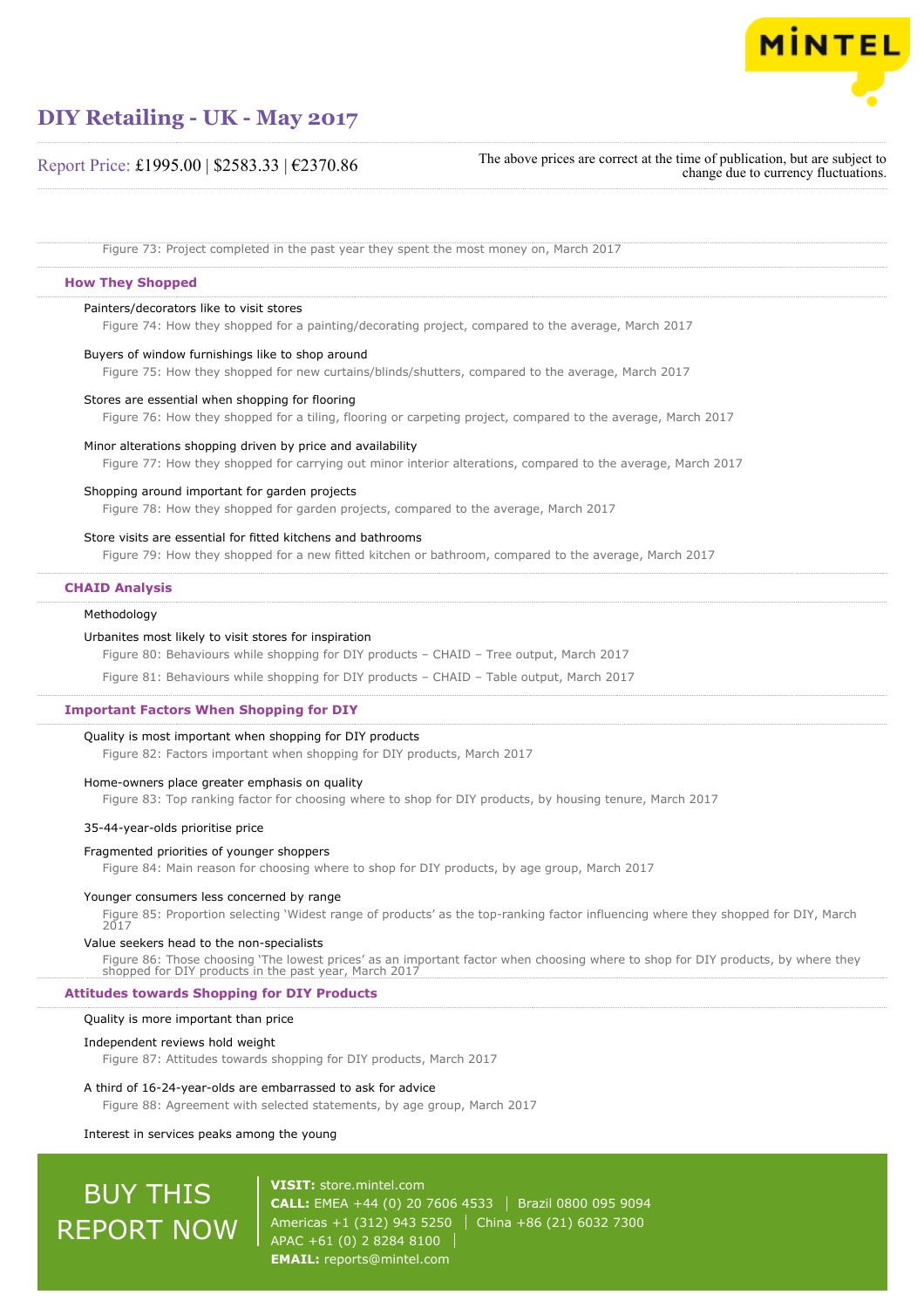Figure 73: Project completed in the past year they spent the most money on, March 2017

## How They Shopped

Painters/decorators like to visit stores

Figure 74: How they shopped for a painting/decorating project, compared to the average, March 2017

Buyers of window furnishings like to shop around

Figure 75: How they shopped for new curtains/blinds/shutters, compared to the average, March 2017

Stores are essential when shopping for flooring

Figure 76: How they shopped for a tiling, flooring or carpeting project, compared to the average, March 2017

Minor alterations shopping driven by price and availability

Figure 77: How they shopped for carrying out minor interior alterations, compared to the average, March 2017

Shopping around important for garden projects

Figure 78: How they shopped for garden projects, compared to the average, March 2017

Store visits are essential for fitted kitchens and bathrooms

Figure 79: How they shopped for a new fitted kitchen or bathroom, compared to the average, March 2017

## CHAID Analysis

Methodology

Urbanites most likely to visit stores for inspiration

Figure 80: Behaviours while shopping for DIY products – CHAID – Tree output, March 2017

Figure 81: Behaviours while shopping for DIY products – CHAID – Table output, March 2017

## Important Factors When Shopping for DIY

Quality is most important when shopping for DIY products

Figure 82: Factors important when shopping for DIY products, March 2017

Home-owners place greater emphasis on quality

Figure 83: Top ranking factor for choosing where to shop for DIY products, by housing tenure, March 2017

35-44-year-olds prioritise price

Fragmented priorities of younger shoppers

Figure 84: Main reason for choosing where to shop for DIY products, by age group, March 2017

Younger consumers less concerned by range

Figure 85: Proportion selecting 'Widest range of products' as the top-ranking factor influencing where they shopped for DIY, March 2017

Value seekers head to the non-specialists

Figure 86: Those choosing 'The lowest prices' as an important factor when choosing where to shop for DIY products, by where they shopped for DIY products in the past year, March 2017

## Attitudes towards Shopping for DIY Products

Quality is more important than price

Independent reviews hold weight

Figure 87: Attitudes towards shopping for DIY products, March 2017

A third of 16-24-year-olds are embarrassed to ask for advice

Figure 88: Agreement with selected statements, by age group, March 2017

Interest in services peaks among the young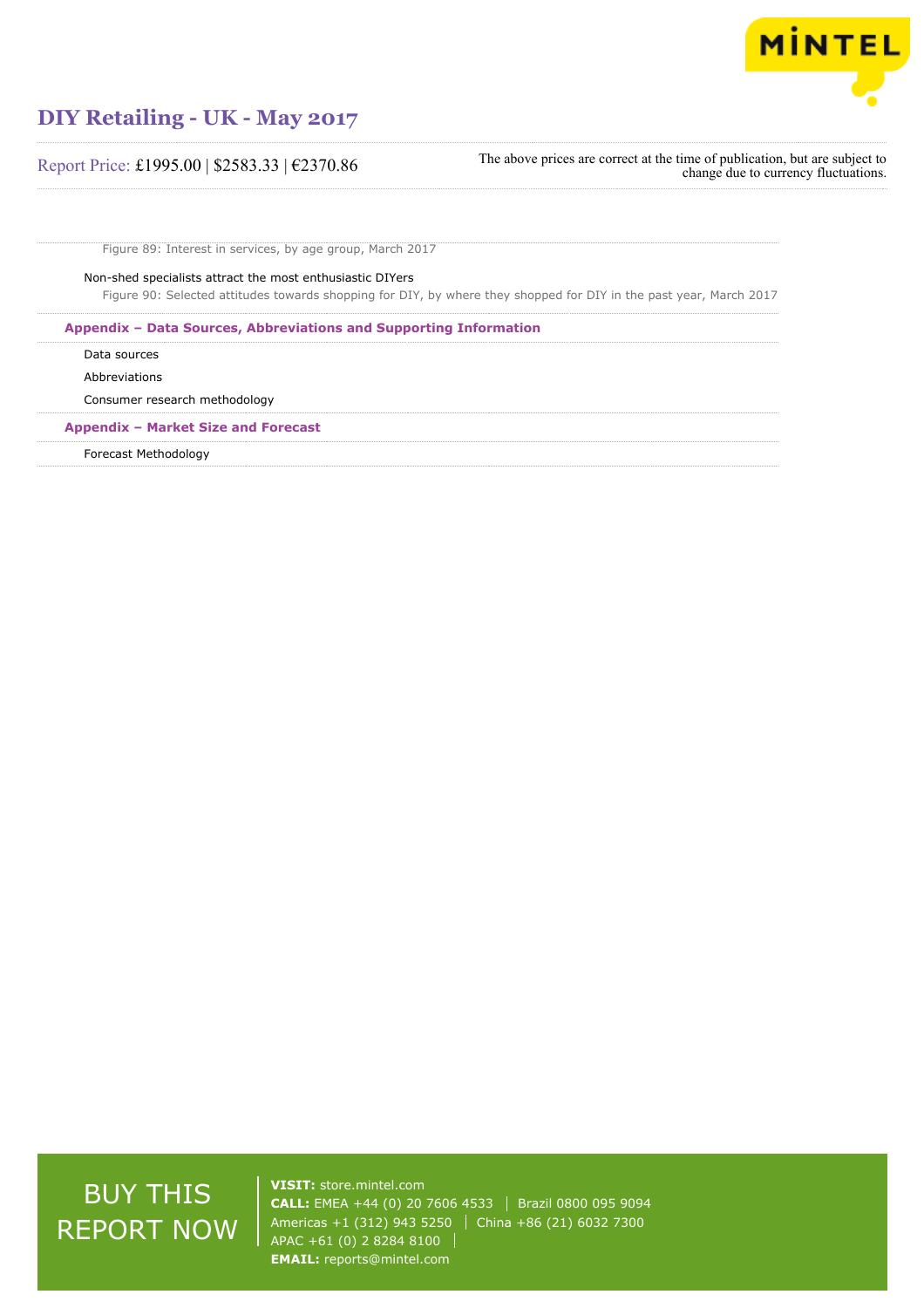Figure 89: Interest in services, by age group, March 2017

Non-shed specialists attract the most enthusiastic DIYers

Figure 90: Selected attitudes towards shopping for DIY, by where they shopped for DIY in the past year, March 2017

**Appendix – Data Sources, Abbreviations and Supporting Information**

Data sources

Abbreviations

Consumer research methodology

**Appendix – Market Size and Forecast**

Forecast Methodology